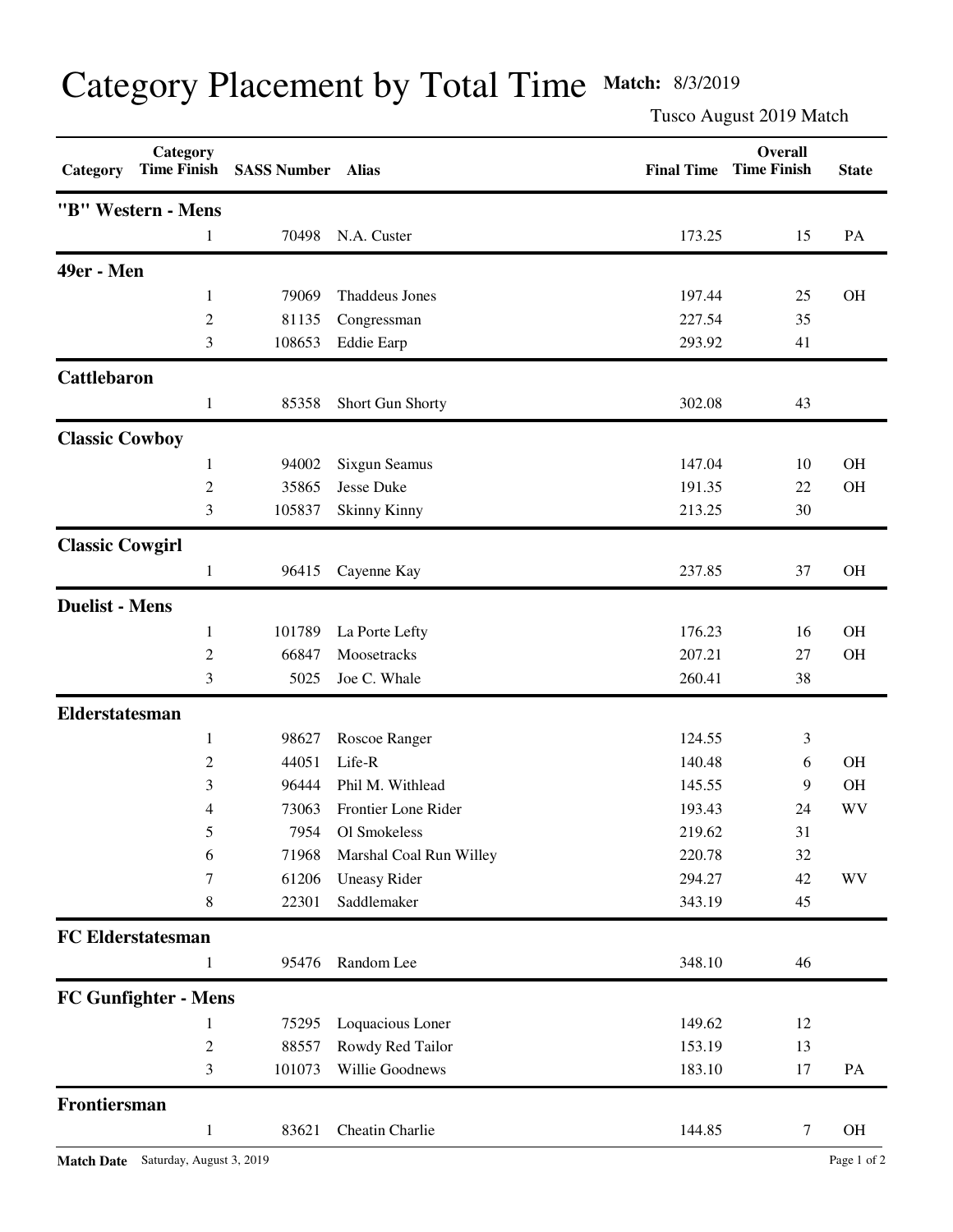# Category Placement by Total Time

**Match:** 8/3/2019

Tusco August 2019 Match

| Category | Category Time Finish | SASS Number | Alias | Final Time | Overall Time Finish | State |
|---|---|---|---|---|---|---|
| **"B" Western - Mens** | | | | | | |
| | 1 | 70498 | N.A. Custer | 173.25 | 15 | PA |
| **49er - Men** | | | | | | |
| | 1 | 79069 | Thaddeus Jones | 197.44 | 25 | OH |
| | 2 | 81135 | Congressman | 227.54 | 35 | |
| | 3 | 108653 | Eddie Earp | 293.92 | 41 | |
| **Cattlebaron** | | | | | | |
| | 1 | 85358 | Short Gun Shorty | 302.08 | 43 | |
| **Classic Cowboy** | | | | | | |
| | 1 | 94002 | Sixgun Seamus | 147.04 | 10 | OH |
| | 2 | 35865 | Jesse Duke | 191.35 | 22 | OH |
| | 3 | 105837 | Skinny Kinny | 213.25 | 30 | |
| **Classic Cowgirl** | | | | | | |
| | 1 | 96415 | Cayenne Kay | 237.85 | 37 | OH |
| **Duelist - Mens** | | | | | | |
| | 1 | 101789 | La Porte Lefty | 176.23 | 16 | OH |
| | 2 | 66847 | Moosetracks | 207.21 | 27 | OH |
| | 3 | 5025 | Joe C. Whale | 260.41 | 38 | |
| **Elderstatesman** | | | | | | |
| | 1 | 98627 | Roscoe Ranger | 124.55 | 3 | |
| | 2 | 44051 | Life-R | 140.48 | 6 | OH |
| | 3 | 96444 | Phil M. Withlead | 145.55 | 9 | OH |
| | 4 | 73063 | Frontier Lone Rider | 193.43 | 24 | WV |
| | 5 | 7954 | Ol Smokeless | 219.62 | 31 | |
| | 6 | 71968 | Marshal Coal Run Willey | 220.78 | 32 | |
| | 7 | 61206 | Uneasy Rider | 294.27 | 42 | WV |
| | 8 | 22301 | Saddlemaker | 343.19 | 45 | |
| **FC Elderstatesman** | | | | | | |
| | 1 | 95476 | Random Lee | 348.10 | 46 | |
| **FC Gunfighter - Mens** | | | | | | |
| | 1 | 75295 | Loquacious Loner | 149.62 | 12 | |
| | 2 | 88557 | Rowdy Red Tailor | 153.19 | 13 | |
| | 3 | 101073 | Willie Goodnews | 183.10 | 17 | PA |
| **Frontiersman** | | | | | | |
| | 1 | 83621 | Cheatin Charlie | 144.85 | 7 | OH |

**Match Date** Saturday, August 3, 2019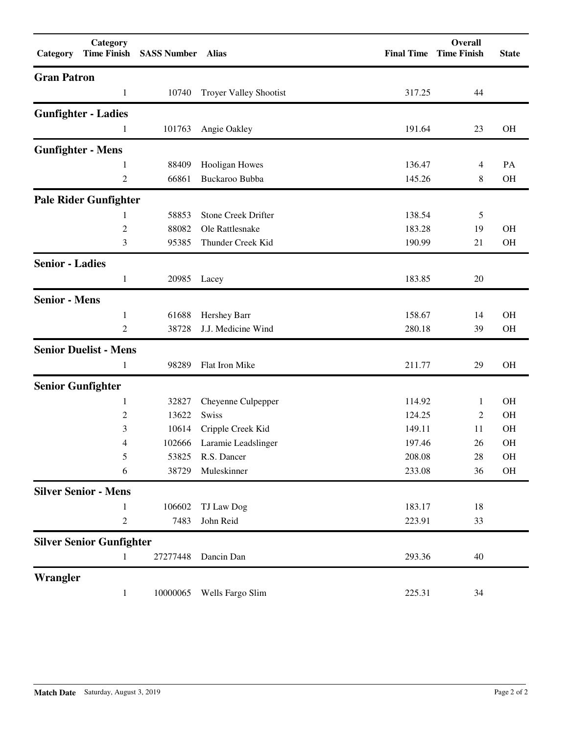| Category | Category Time Finish | SASS Number | Alias | Final Time | Overall Time Finish | State |
|---|---|---|---|---|---|---|
| **Gran Patron** | | | | | | |
| | 1 | 10740 | Troyer Valley Shootist | 317.25 | 44 | |
| **Gunfighter - Ladies** | | | | | | |
| | 1 | 101763 | Angie Oakley | 191.64 | 23 | OH |
| **Gunfighter - Mens** | | | | | | |
| | 1 | 88409 | Hooligan Howes | 136.47 | 4 | PA |
| | 2 | 66861 | Buckaroo Bubba | 145.26 | 8 | OH |
| **Pale Rider Gunfighter** | | | | | | |
| | 1 | 58853 | Stone Creek Drifter | 138.54 | 5 | |
| | 2 | 88082 | Ole Rattlesnake | 183.28 | 19 | OH |
| | 3 | 95385 | Thunder Creek Kid | 190.99 | 21 | OH |
| **Senior - Ladies** | | | | | | |
| | 1 | 20985 | Lacey | 183.85 | 20 | |
| **Senior - Mens** | | | | | | |
| | 1 | 61688 | Hershey Barr | 158.67 | 14 | OH |
| | 2 | 38728 | J.J. Medicine Wind | 280.18 | 39 | OH |
| **Senior Duelist - Mens** | | | | | | |
| | 1 | 98289 | Flat Iron Mike | 211.77 | 29 | OH |
| **Senior Gunfighter** | | | | | | |
| | 1 | 32827 | Cheyenne Culpepper | 114.92 | 1 | OH |
| | 2 | 13622 | Swiss | 124.25 | 2 | OH |
| | 3 | 10614 | Cripple Creek Kid | 149.11 | 11 | OH |
| | 4 | 102666 | Laramie Leadslinger | 197.46 | 26 | OH |
| | 5 | 53825 | R.S. Dancer | 208.08 | 28 | OH |
| | 6 | 38729 | Muleskinner | 233.08 | 36 | OH |
| **Silver Senior - Mens** | | | | | | |
| | 1 | 106602 | TJ Law Dog | 183.17 | 18 | |
| | 2 | 7483 | John Reid | 223.91 | 33 | |
| **Silver Senior Gunfighter** | | | | | | |
| | 1 | 27277448 | Dancin Dan | 293.36 | 40 | |
| **Wrangler** | | | | | | |
| | 1 | 10000065 | Wells Fargo Slim | 225.31 | 34 | |

**Match Date** Saturday, August 3, 2019